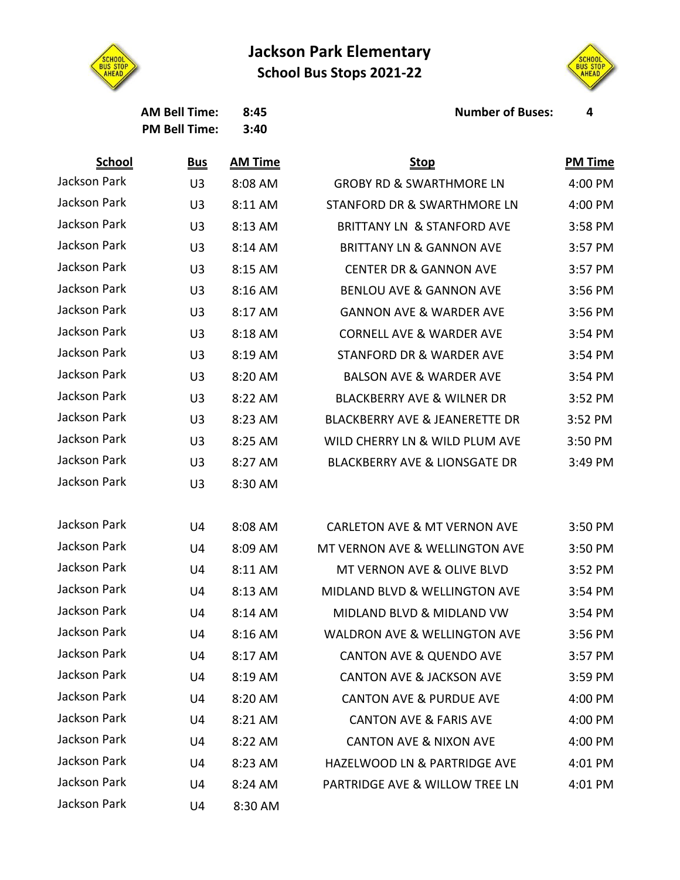# Jackson Park Elementary

## School Bus Stops 2021-22

**AM Bell Time:** 8:45
**PM Bell Time:** 3:40

**Number of Buses:** 4

| School | Bus | AM Time | Stop | PM Time |
|---|---|---|---|---|
| Jackson Park | U3 | 8:08 AM | GROBY RD & SWARTHMORE LN | 4:00 PM |
| Jackson Park | U3 | 8:11 AM | STANFORD DR & SWARTHMORE LN | 4:00 PM |
| Jackson Park | U3 | 8:13 AM | BRITTANY LN & STANFORD AVE | 3:58 PM |
| Jackson Park | U3 | 8:14 AM | BRITTANY LN & GANNON AVE | 3:57 PM |
| Jackson Park | U3 | 8:15 AM | CENTER DR & GANNON AVE | 3:57 PM |
| Jackson Park | U3 | 8:16 AM | BENLOU AVE & GANNON AVE | 3:56 PM |
| Jackson Park | U3 | 8:17 AM | GANNON AVE & WARDER AVE | 3:56 PM |
| Jackson Park | U3 | 8:18 AM | CORNELL AVE & WARDER AVE | 3:54 PM |
| Jackson Park | U3 | 8:19 AM | STANFORD DR & WARDER AVE | 3:54 PM |
| Jackson Park | U3 | 8:20 AM | BALSON AVE & WARDER AVE | 3:54 PM |
| Jackson Park | U3 | 8:22 AM | BLACKBERRY AVE & WILNER DR | 3:52 PM |
| Jackson Park | U3 | 8:23 AM | BLACKBERRY AVE & JEANERETTE DR | 3:52 PM |
| Jackson Park | U3 | 8:25 AM | WILD CHERRY LN & WILD PLUM AVE | 3:50 PM |
| Jackson Park | U3 | 8:27 AM | BLACKBERRY AVE & LIONSGATE DR | 3:49 PM |
| Jackson Park | U3 | 8:30 AM | | |
| | | | | |
| Jackson Park | U4 | 8:08 AM | CARLETON AVE & MT VERNON AVE | 3:50 PM |
| Jackson Park | U4 | 8:09 AM | MT VERNON AVE & WELLINGTON AVE | 3:50 PM |
| Jackson Park | U4 | 8:11 AM | MT VERNON AVE & OLIVE BLVD | 3:52 PM |
| Jackson Park | U4 | 8:13 AM | MIDLAND BLVD & WELLINGTON AVE | 3:54 PM |
| Jackson Park | U4 | 8:14 AM | MIDLAND BLVD & MIDLAND VW | 3:54 PM |
| Jackson Park | U4 | 8:16 AM | WALDRON AVE & WELLINGTON AVE | 3:56 PM |
| Jackson Park | U4 | 8:17 AM | CANTON AVE & QUENDO AVE | 3:57 PM |
| Jackson Park | U4 | 8:19 AM | CANTON AVE & JACKSON AVE | 3:59 PM |
| Jackson Park | U4 | 8:20 AM | CANTON AVE & PURDUE AVE | 4:00 PM |
| Jackson Park | U4 | 8:21 AM | CANTON AVE & FARIS AVE | 4:00 PM |
| Jackson Park | U4 | 8:22 AM | CANTON AVE & NIXON AVE | 4:00 PM |
| Jackson Park | U4 | 8:23 AM | HAZELWOOD LN & PARTRIDGE AVE | 4:01 PM |
| Jackson Park | U4 | 8:24 AM | PARTRIDGE AVE & WILLOW TREE LN | 4:01 PM |
| Jackson Park | U4 | 8:30 AM | | |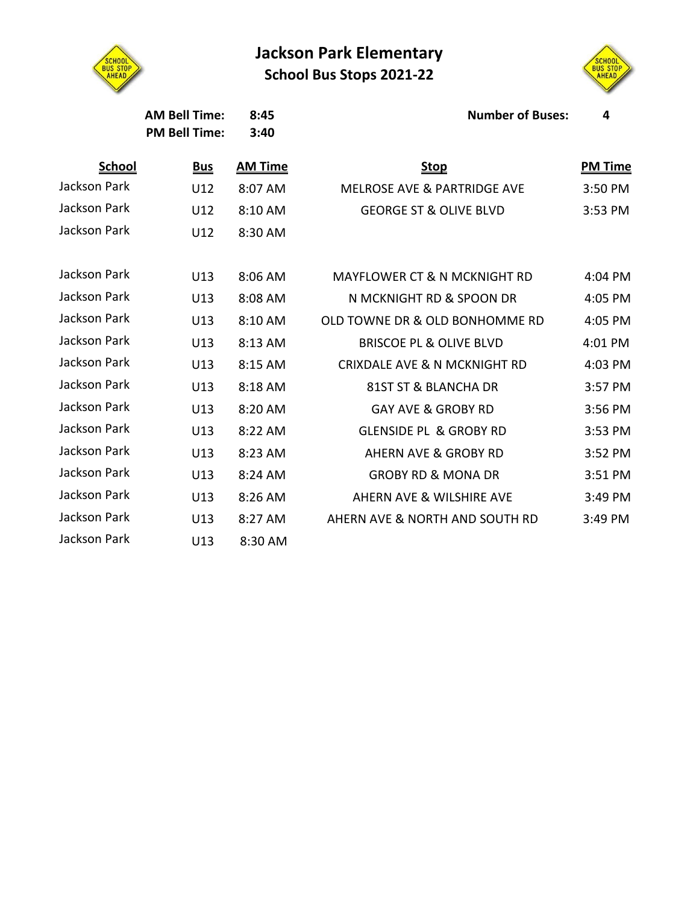# Jackson Park Elementary

## School Bus Stops 2021-22

**AM Bell Time:** 8:45
**PM Bell Time:** 3:40

**Number of Buses:** 4

| School | Bus | AM Time | Stop | PM Time |
|---|---|---|---|---|
| Jackson Park | U12 | 8:07 AM | MELROSE AVE & PARTRIDGE AVE | 3:50 PM |
| Jackson Park | U12 | 8:10 AM | GEORGE ST & OLIVE BLVD | 3:53 PM |
| Jackson Park | U12 | 8:30 AM | | |
| Jackson Park | U13 | 8:06 AM | MAYFLOWER CT & N MCKNIGHT RD | 4:04 PM |
| Jackson Park | U13 | 8:08 AM | N MCKNIGHT RD & SPOON DR | 4:05 PM |
| Jackson Park | U13 | 8:10 AM | OLD TOWNE DR & OLD BONHOMME RD | 4:05 PM |
| Jackson Park | U13 | 8:13 AM | BRISCOE PL & OLIVE BLVD | 4:01 PM |
| Jackson Park | U13 | 8:15 AM | CRIXDALE AVE & N MCKNIGHT RD | 4:03 PM |
| Jackson Park | U13 | 8:18 AM | 81ST ST & BLANCHA DR | 3:57 PM |
| Jackson Park | U13 | 8:20 AM | GAY AVE & GROBY RD | 3:56 PM |
| Jackson Park | U13 | 8:22 AM | GLENSIDE PL & GROBY RD | 3:53 PM |
| Jackson Park | U13 | 8:23 AM | AHERN AVE & GROBY RD | 3:52 PM |
| Jackson Park | U13 | 8:24 AM | GROBY RD & MONA DR | 3:51 PM |
| Jackson Park | U13 | 8:26 AM | AHERN AVE & WILSHIRE AVE | 3:49 PM |
| Jackson Park | U13 | 8:27 AM | AHERN AVE & NORTH AND SOUTH RD | 3:49 PM |
| Jackson Park | U13 | 8:30 AM | | |